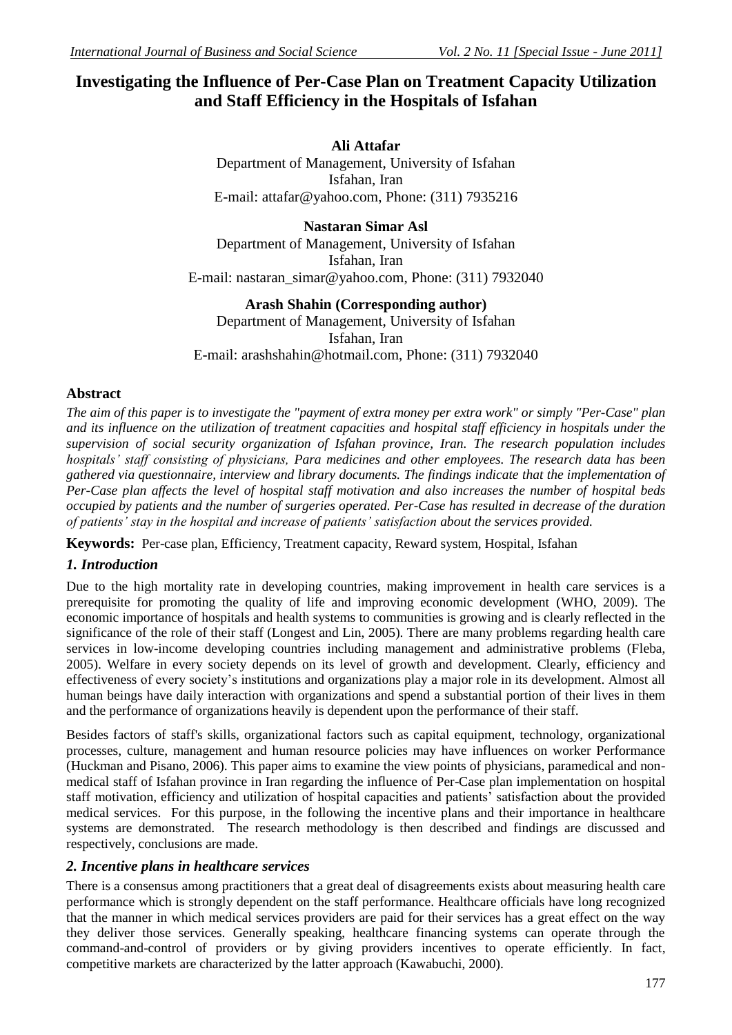# Investigating the Influence of Per-Case Plan on Treatment Capacity Utilization and Staff Efficiency in the Hospitals of Isfahan

**Ali Attafar**
Department of Management, University of Isfahan
Isfahan, Iran
E-mail: attafar@yahoo.com, Phone: (311) 7935216

**Nastaran Simar Asl**
Department of Management, University of Isfahan
Isfahan, Iran
E-mail: nastaran_simar@yahoo.com, Phone: (311) 7932040

**Arash Shahin (Corresponding author)**
Department of Management, University of Isfahan
Isfahan, Iran
E-mail: arashshahin@hotmail.com, Phone: (311) 7932040

## Abstract

*The aim of this paper is to investigate the "payment of extra money per extra work" or simply "Per-Case" plan and its influence on the utilization of treatment capacities and hospital staff efficiency in hospitals under the supervision of social security organization of Isfahan province, Iran. The research population includes hospitals' staff consisting of physicians, Para medicines and other employees. The research data has been gathered via questionnaire, interview and library documents. The findings indicate that the implementation of Per-Case plan affects the level of hospital staff motivation and also increases the number of hospital beds occupied by patients and the number of surgeries operated. Per-Case has resulted in decrease of the duration of patients' stay in the hospital and increase of patients' satisfaction about the services provided.*

**Keywords:** Per-case plan, Efficiency, Treatment capacity, Reward system, Hospital, Isfahan

## *1. Introduction*

Due to the high mortality rate in developing countries, making improvement in health care services is a prerequisite for promoting the quality of life and improving economic development (WHO, 2009). The economic importance of hospitals and health systems to communities is growing and is clearly reflected in the significance of the role of their staff (Longest and Lin, 2005). There are many problems regarding health care services in low-income developing countries including management and administrative problems (Fleba, 2005). Welfare in every society depends on its level of growth and development. Clearly, efficiency and effectiveness of every society's institutions and organizations play a major role in its development. Almost all human beings have daily interaction with organizations and spend a substantial portion of their lives in them and the performance of organizations heavily is dependent upon the performance of their staff.

Besides factors of staff's skills, organizational factors such as capital equipment, technology, organizational processes, culture, management and human resource policies may have influences on worker Performance (Huckman and Pisano, 2006). This paper aims to examine the view points of physicians, paramedical and non-medical staff of Isfahan province in Iran regarding the influence of Per-Case plan implementation on hospital staff motivation, efficiency and utilization of hospital capacities and patients' satisfaction about the provided medical services. For this purpose, in the following the incentive plans and their importance in healthcare systems are demonstrated. The research methodology is then described and findings are discussed and respectively, conclusions are made.

## *2. Incentive plans in healthcare services*

There is a consensus among practitioners that a great deal of disagreements exists about measuring health care performance which is strongly dependent on the staff performance. Healthcare officials have long recognized that the manner in which medical services providers are paid for their services has a great effect on the way they deliver those services. Generally speaking, healthcare financing systems can operate through the command-and-control of providers or by giving providers incentives to operate efficiently. In fact, competitive markets are characterized by the latter approach (Kawabuchi, 2000).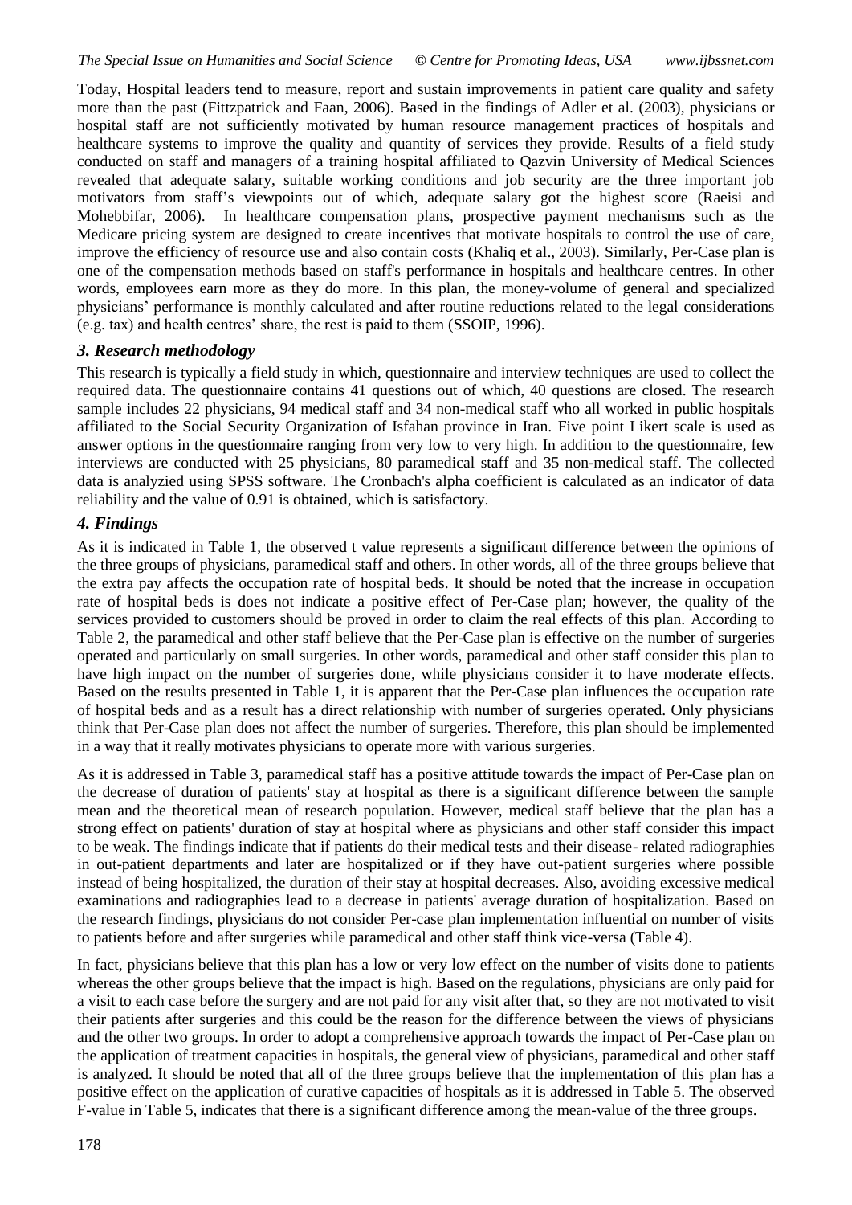Today, Hospital leaders tend to measure, report and sustain improvements in patient care quality and safety more than the past (Fittzpatrick and Faan, 2006). Based in the findings of Adler et al. (2003), physicians or hospital staff are not sufficiently motivated by human resource management practices of hospitals and healthcare systems to improve the quality and quantity of services they provide. Results of a field study conducted on staff and managers of a training hospital affiliated to Qazvin University of Medical Sciences revealed that adequate salary, suitable working conditions and job security are the three important job motivators from staff's viewpoints out of which, adequate salary got the highest score (Raeisi and Mohebbifar, 2006). In healthcare compensation plans, prospective payment mechanisms such as the Medicare pricing system are designed to create incentives that motivate hospitals to control the use of care, improve the efficiency of resource use and also contain costs (Khaliq et al., 2003). Similarly, Per-Case plan is one of the compensation methods based on staff's performance in hospitals and healthcare centres. In other words, employees earn more as they do more. In this plan, the money-volume of general and specialized physicians' performance is monthly calculated and after routine reductions related to the legal considerations (e.g. tax) and health centres' share, the rest is paid to them (SSOIP, 1996).

### *3. Research methodology*

This research is typically a field study in which, questionnaire and interview techniques are used to collect the required data. The questionnaire contains 41 questions out of which, 40 questions are closed. The research sample includes 22 physicians, 94 medical staff and 34 non-medical staff who all worked in public hospitals affiliated to the Social Security Organization of Isfahan province in Iran. Five point Likert scale is used as answer options in the questionnaire ranging from very low to very high. In addition to the questionnaire, few interviews are conducted with 25 physicians, 80 paramedical staff and 35 non-medical staff. The collected data is analyzied using SPSS software. The Cronbach's alpha coefficient is calculated as an indicator of data reliability and the value of 0.91 is obtained, which is satisfactory.

### *4. Findings*

As it is indicated in Table 1, the observed t value represents a significant difference between the opinions of the three groups of physicians, paramedical staff and others. In other words, all of the three groups believe that the extra pay affects the occupation rate of hospital beds. It should be noted that the increase in occupation rate of hospital beds is does not indicate a positive effect of Per-Case plan; however, the quality of the services provided to customers should be proved in order to claim the real effects of this plan. According to Table 2, the paramedical and other staff believe that the Per-Case plan is effective on the number of surgeries operated and particularly on small surgeries. In other words, paramedical and other staff consider this plan to have high impact on the number of surgeries done, while physicians consider it to have moderate effects. Based on the results presented in Table 1, it is apparent that the Per-Case plan influences the occupation rate of hospital beds and as a result has a direct relationship with number of surgeries operated. Only physicians think that Per-Case plan does not affect the number of surgeries. Therefore, this plan should be implemented in a way that it really motivates physicians to operate more with various surgeries.

As it is addressed in Table 3, paramedical staff has a positive attitude towards the impact of Per-Case plan on the decrease of duration of patients' stay at hospital as there is a significant difference between the sample mean and the theoretical mean of research population. However, medical staff believe that the plan has a strong effect on patients' duration of stay at hospital where as physicians and other staff consider this impact to be weak. The findings indicate that if patients do their medical tests and their disease- related radiographies in out-patient departments and later are hospitalized or if they have out-patient surgeries where possible instead of being hospitalized, the duration of their stay at hospital decreases. Also, avoiding excessive medical examinations and radiographies lead to a decrease in patients' average duration of hospitalization. Based on the research findings, physicians do not consider Per-case plan implementation influential on number of visits to patients before and after surgeries while paramedical and other staff think vice-versa (Table 4).

In fact, physicians believe that this plan has a low or very low effect on the number of visits done to patients whereas the other groups believe that the impact is high. Based on the regulations, physicians are only paid for a visit to each case before the surgery and are not paid for any visit after that, so they are not motivated to visit their patients after surgeries and this could be the reason for the difference between the views of physicians and the other two groups. In order to adopt a comprehensive approach towards the impact of Per-Case plan on the application of treatment capacities in hospitals, the general view of physicians, paramedical and other staff is analyzed. It should be noted that all of the three groups believe that the implementation of this plan has a positive effect on the application of curative capacities of hospitals as it is addressed in Table 5. The observed F-value in Table 5, indicates that there is a significant difference among the mean-value of the three groups.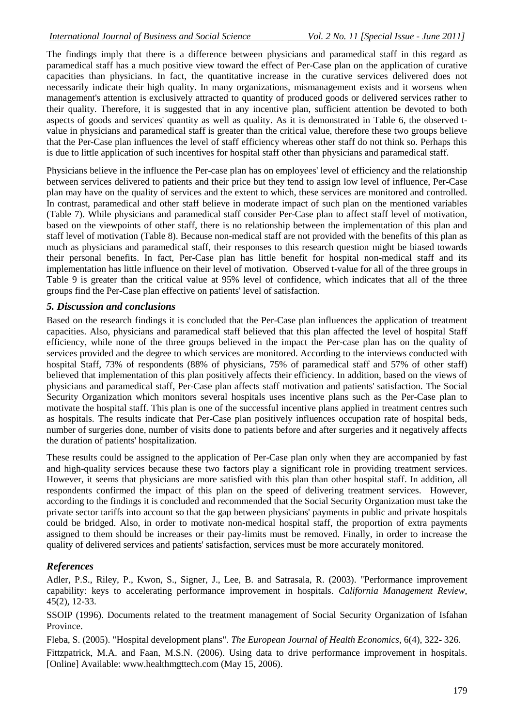The findings imply that there is a difference between physicians and paramedical staff in this regard as paramedical staff has a much positive view toward the effect of Per-Case plan on the application of curative capacities than physicians. In fact, the quantitative increase in the curative services delivered does not necessarily indicate their high quality. In many organizations, mismanagement exists and it worsens when management's attention is exclusively attracted to quantity of produced goods or delivered services rather to their quality. Therefore, it is suggested that in any incentive plan, sufficient attention be devoted to both aspects of goods and services' quantity as well as quality. As it is demonstrated in Table 6, the observed t-value in physicians and paramedical staff is greater than the critical value, therefore these two groups believe that the Per-Case plan influences the level of staff efficiency whereas other staff do not think so. Perhaps this is due to little application of such incentives for hospital staff other than physicians and paramedical staff.

Physicians believe in the influence the Per-case plan has on employees' level of efficiency and the relationship between services delivered to patients and their price but they tend to assign low level of influence, Per-Case plan may have on the quality of services and the extent to which, these services are monitored and controlled. In contrast, paramedical and other staff believe in moderate impact of such plan on the mentioned variables (Table 7). While physicians and paramedical staff consider Per-Case plan to affect staff level of motivation, based on the viewpoints of other staff, there is no relationship between the implementation of this plan and staff level of motivation (Table 8). Because non-medical staff are not provided with the benefits of this plan as much as physicians and paramedical staff, their responses to this research question might be biased towards their personal benefits. In fact, Per-Case plan has little benefit for hospital non-medical staff and its implementation has little influence on their level of motivation. Observed t-value for all of the three groups in Table 9 is greater than the critical value at 95% level of confidence, which indicates that all of the three groups find the Per-Case plan effective on patients' level of satisfaction.

## *5. Discussion and conclusions*

Based on the research findings it is concluded that the Per-Case plan influences the application of treatment capacities. Also, physicians and paramedical staff believed that this plan affected the level of hospital Staff efficiency, while none of the three groups believed in the impact the Per-case plan has on the quality of services provided and the degree to which services are monitored. According to the interviews conducted with hospital Staff, 73% of respondents (88% of physicians, 75% of paramedical staff and 57% of other staff) believed that implementation of this plan positively affects their efficiency. In addition, based on the views of physicians and paramedical staff, Per-Case plan affects staff motivation and patients' satisfaction. The Social Security Organization which monitors several hospitals uses incentive plans such as the Per-Case plan to motivate the hospital staff. This plan is one of the successful incentive plans applied in treatment centres such as hospitals. The results indicate that Per-Case plan positively influences occupation rate of hospital beds, number of surgeries done, number of visits done to patients before and after surgeries and it negatively affects the duration of patients' hospitalization.

These results could be assigned to the application of Per-Case plan only when they are accompanied by fast and high-quality services because these two factors play a significant role in providing treatment services. However, it seems that physicians are more satisfied with this plan than other hospital staff. In addition, all respondents confirmed the impact of this plan on the speed of delivering treatment services. However, according to the findings it is concluded and recommended that the Social Security Organization must take the private sector tariffs into account so that the gap between physicians' payments in public and private hospitals could be bridged. Also, in order to motivate non-medical hospital staff, the proportion of extra payments assigned to them should be increases or their pay-limits must be removed. Finally, in order to increase the quality of delivered services and patients' satisfaction, services must be more accurately monitored.

## *References*

Adler, P.S., Riley, P., Kwon, S., Signer, J., Lee, B. and Satrasala, R. (2003). "Performance improvement capability: keys to accelerating performance improvement in hospitals. *California Management Review*, 45(2), 12-33.

SSOIP (1996). Documents related to the treatment management of Social Security Organization of Isfahan Province.

Fleba, S. (2005). "Hospital development plans". *The European Journal of Health Economics*, 6(4), 322- 326.

Fittzpatrick, M.A. and Faan, M.S.N. (2006). Using data to drive performance improvement in hospitals. [Online] Available: www.healthmgttech.com (May 15, 2006).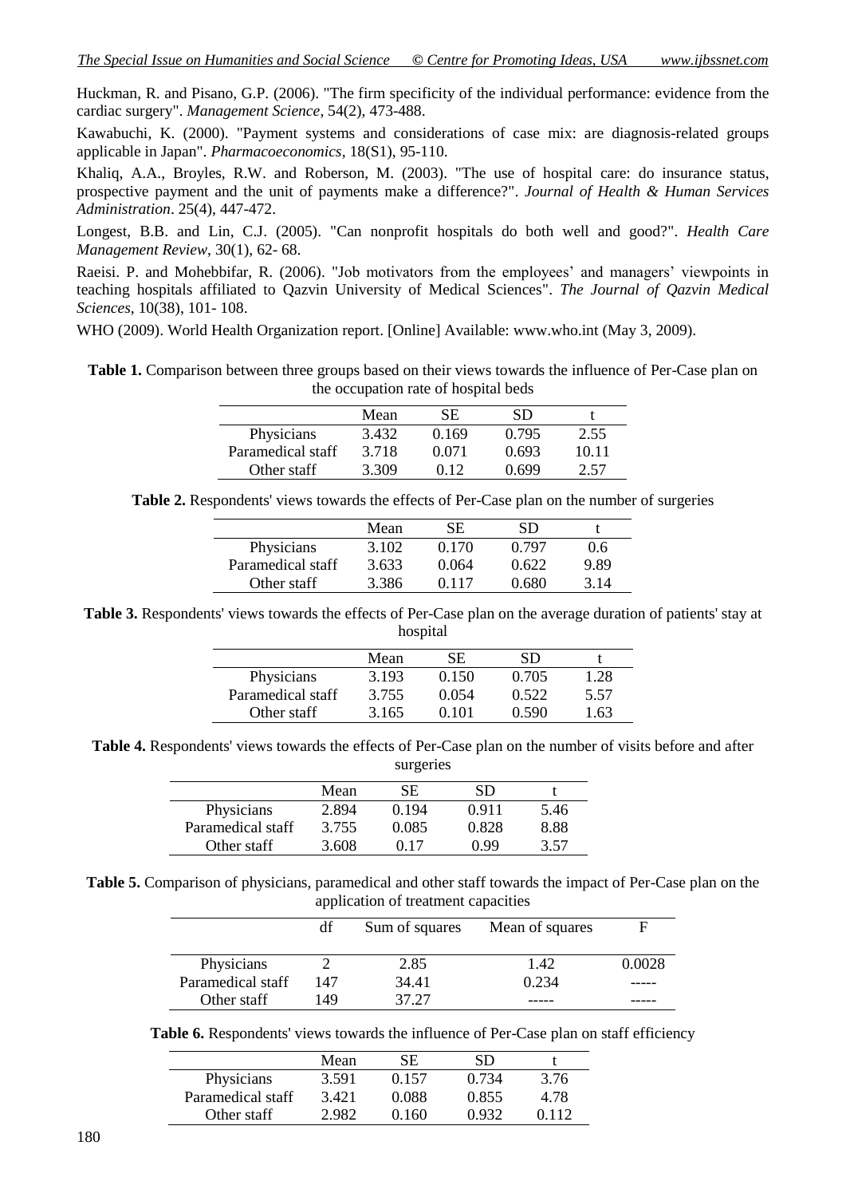Huckman, R. and Pisano, G.P. (2006). "The firm specificity of the individual performance: evidence from the cardiac surgery". *Management Science*, 54(2), 473-488.

Kawabuchi, K. (2000). "Payment systems and considerations of case mix: are diagnosis-related groups applicable in Japan". *Pharmacoeconomics*, 18(S1), 95-110.

Khaliq, A.A., Broyles, R.W. and Roberson, M. (2003). "The use of hospital care: do insurance status, prospective payment and the unit of payments make a difference?". *Journal of Health & Human Services Administration*. 25(4), 447-472.

Longest, B.B. and Lin, C.J. (2005). "Can nonprofit hospitals do both well and good?". *Health Care Management Review*, 30(1), 62- 68.

Raeisi. P. and Mohebbifar, R. (2006). "Job motivators from the employees' and managers' viewpoints in teaching hospitals affiliated to Qazvin University of Medical Sciences". *The Journal of Qazvin Medical Sciences*, 10(38), 101- 108.

WHO (2009). World Health Organization report. [Online] Available: www.who.int (May 3, 2009).

**Table 1.** Comparison between three groups based on their views towards the influence of Per-Case plan on the occupation rate of hospital beds

| | Mean | SE | SD | t |
|---|---|---|---|---|
| Physicians | 3.432 | 0.169 | 0.795 | 2.55 |
| Paramedical staff | 3.718 | 0.071 | 0.693 | 10.11 |
| Other staff | 3.309 | 0.12 | 0.699 | 2.57 |

**Table 2.** Respondents' views towards the effects of Per-Case plan on the number of surgeries

| | Mean | SE | SD | t |
|---|---|---|---|---|
| Physicians | 3.102 | 0.170 | 0.797 | 0.6 |
| Paramedical staff | 3.633 | 0.064 | 0.622 | 9.89 |
| Other staff | 3.386 | 0.117 | 0.680 | 3.14 |

**Table 3.** Respondents' views towards the effects of Per-Case plan on the average duration of patients' stay at hospital

| | Mean | SE | SD | t |
|---|---|---|---|---|
| Physicians | 3.193 | 0.150 | 0.705 | 1.28 |
| Paramedical staff | 3.755 | 0.054 | 0.522 | 5.57 |
| Other staff | 3.165 | 0.101 | 0.590 | 1.63 |

**Table 4.** Respondents' views towards the effects of Per-Case plan on the number of visits before and after surgeries

| | Mean | SE | SD | t |
|---|---|---|---|---|
| Physicians | 2.894 | 0.194 | 0.911 | 5.46 |
| Paramedical staff | 3.755 | 0.085 | 0.828 | 8.88 |
| Other staff | 3.608 | 0.17 | 0.99 | 3.57 |

**Table 5.** Comparison of physicians, paramedical and other staff towards the impact of Per-Case plan on the application of treatment capacities

| | df | Sum of squares | Mean of squares | F |
|---|---|---|---|---|
| Physicians | 2 | 2.85 | 1.42 | 0.0028 |
| Paramedical staff | 147 | 34.41 | 0.234 | ----- |
| Other staff | 149 | 37.27 | ----- | ----- |

**Table 6.** Respondents' views towards the influence of Per-Case plan on staff efficiency

| | Mean | SE | SD | t |
|---|---|---|---|---|
| Physicians | 3.591 | 0.157 | 0.734 | 3.76 |
| Paramedical staff | 3.421 | 0.088 | 0.855 | 4.78 |
| Other staff | 2.982 | 0.160 | 0.932 | 0.112 |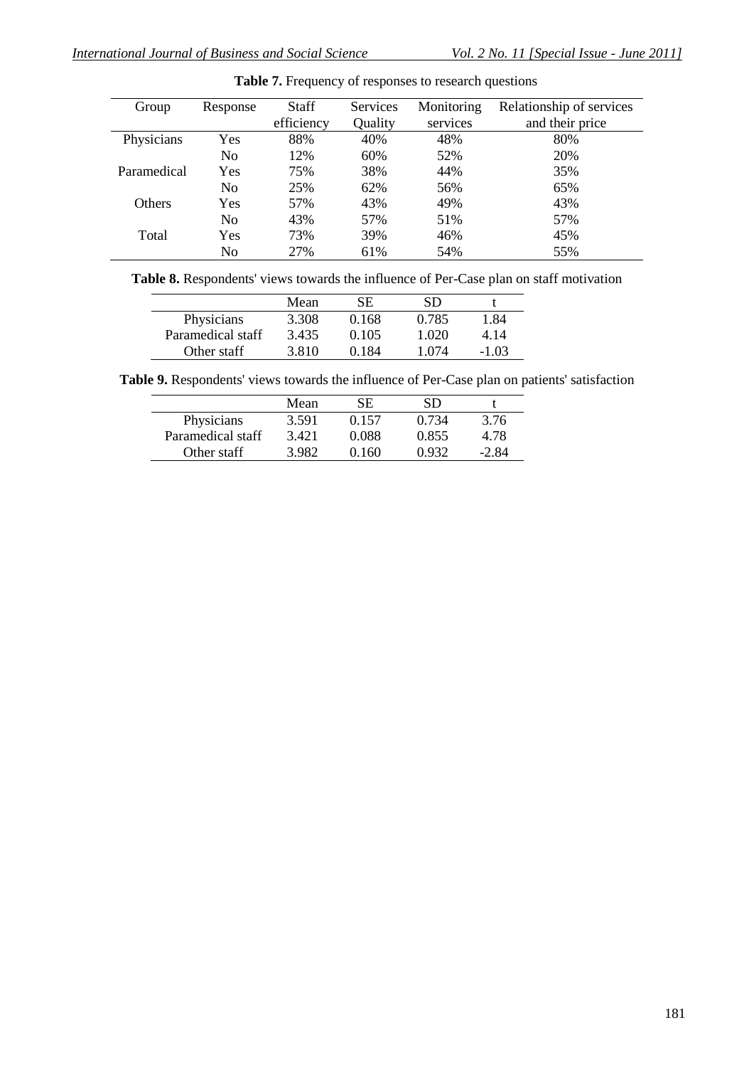**Table 7.** Frequency of responses to research questions

| Group | Response | Staff efficiency | Services Quality | Monitoring services | Relationship of services and their price |
|---|---|---|---|---|---|
| Physicians | Yes | 88% | 40% | 48% | 80% |
| | No | 12% | 60% | 52% | 20% |
| Paramedical | Yes | 75% | 38% | 44% | 35% |
| | No | 25% | 62% | 56% | 65% |
| Others | Yes | 57% | 43% | 49% | 43% |
| | No | 43% | 57% | 51% | 57% |
| Total | Yes | 73% | 39% | 46% | 45% |
| | No | 27% | 61% | 54% | 55% |

**Table 8.** Respondents' views towards the influence of Per-Case plan on staff motivation

| | Mean | SE | SD | t |
|---|---|---|---|---|
| Physicians | 3.308 | 0.168 | 0.785 | 1.84 |
| Paramedical staff | 3.435 | 0.105 | 1.020 | 4.14 |
| Other staff | 3.810 | 0.184 | 1.074 | -1.03 |

**Table 9.** Respondents' views towards the influence of Per-Case plan on patients' satisfaction

| | Mean | SE | SD | t |
|---|---|---|---|---|
| Physicians | 3.591 | 0.157 | 0.734 | 3.76 |
| Paramedical staff | 3.421 | 0.088 | 0.855 | 4.78 |
| Other staff | 3.982 | 0.160 | 0.932 | -2.84 |